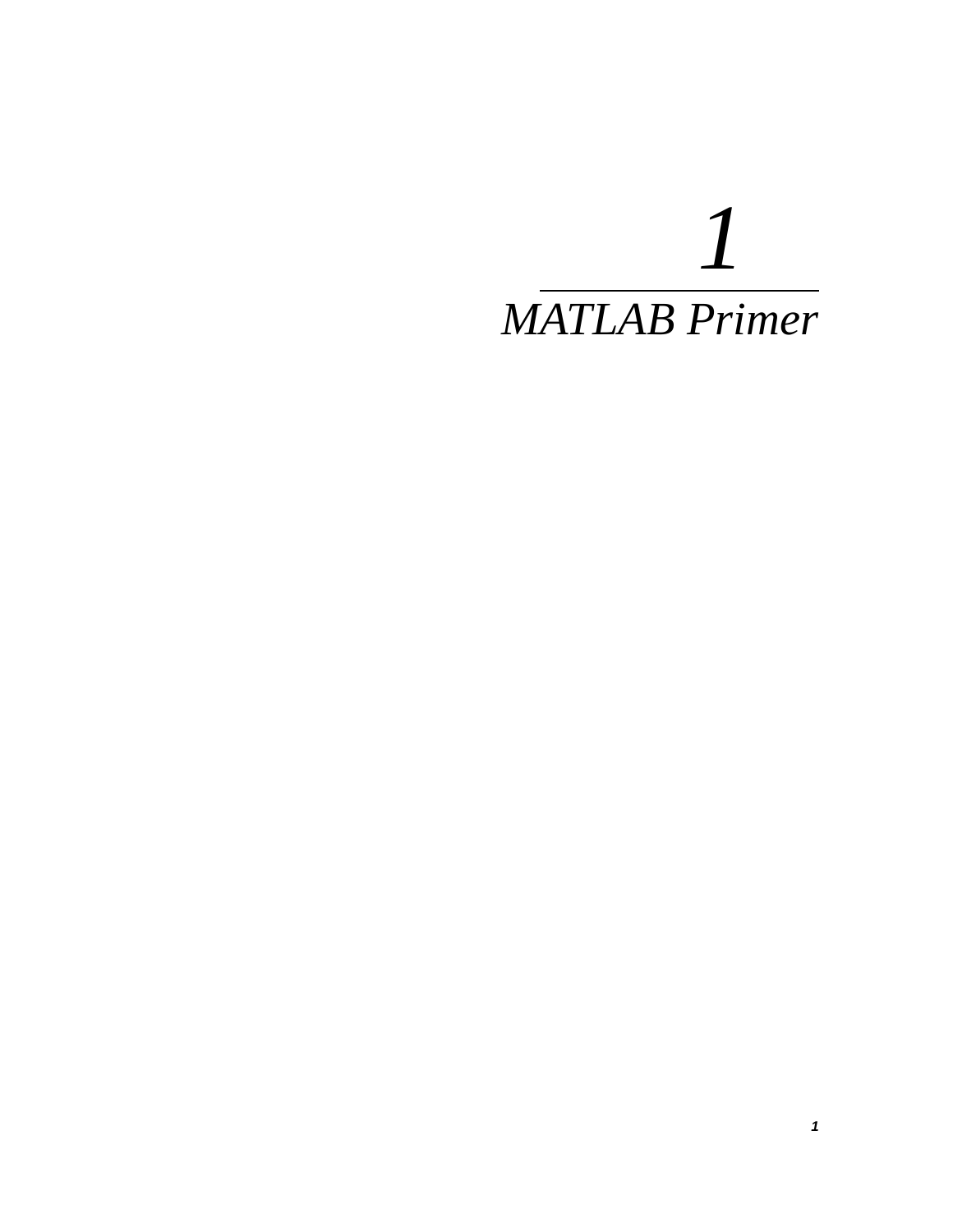# 1

# *MATLAB Primer*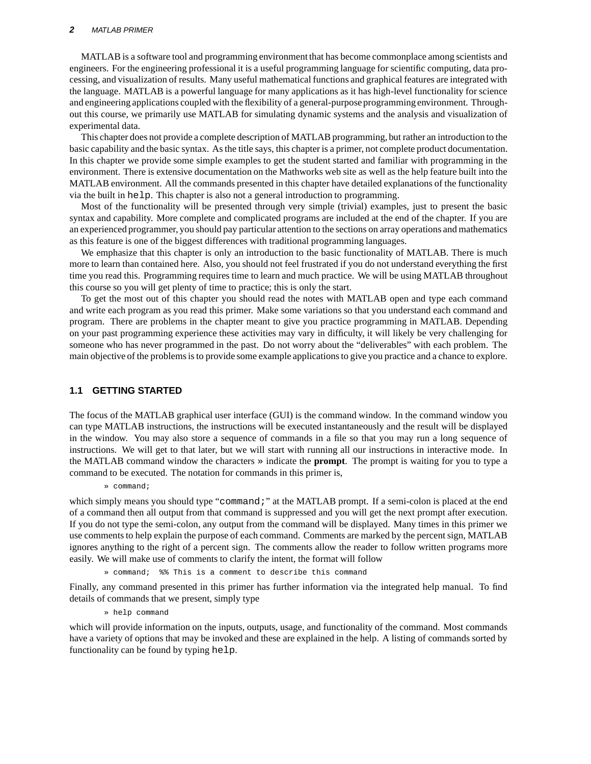MATLAB is a software tool and programming environment that has become commonplace among scientists and engineers. For the engineering professional it is a useful programming language for scientific computing, data processing, and visualization of results. Many useful mathematical functions and graphical features are integrated with the language. MATLAB is a powerful language for many applications as it has high-level functionality for science and engineering applications coupled with the flexibility of a general-purpose programming environment. Throughout this course, we primarily use MATLAB for simulating dynamic systems and the analysis and visualization of experimental data.

This chapter does not provide a complete description of MATLAB programming, but rather an introduction to the basic capability and the basic syntax. As the title says, this chapter is a primer, not complete product documentation. In this chapter we provide some simple examples to get the student started and familiar with programming in the environment. There is extensive documentation on the Mathworks web site as well as the help feature built into the MATLAB environment. All the commands presented in this chapter have detailed explanations of the functionality via the built in `help`. This chapter is also not a general introduction to programming.

Most of the functionality will be presented through very simple (trivial) examples, just to present the basic syntax and capability. More complete and complicated programs are included at the end of the chapter. If you are an experienced programmer, you should pay particular attention to the sections on array operations and mathematics as this feature is one of the biggest differences with traditional programming languages.

We emphasize that this chapter is only an introduction to the basic functionality of MATLAB. There is much more to learn than contained here. Also, you should not feel frustrated if you do not understand everything the first time you read this. Programming requires time to learn and much practice. We will be using MATLAB throughout this course so you will get plenty of time to practice; this is only the start.

To get the most out of this chapter you should read the notes with MATLAB open and type each command and write each program as you read this primer. Make some variations so that you understand each command and program. There are problems in the chapter meant to give you practice programming in MATLAB. Depending on your past programming experience these activities may vary in difficulty, it will likely be very challenging for someone who has never programmed in the past. Do not worry about the "deliverables" with each problem. The main objective of the problems is to provide some example applications to give you practice and a chance to explore.

## 1.1 GETTING STARTED

The focus of the MATLAB graphical user interface (GUI) is the command window. In the command window you can type MATLAB instructions, the instructions will be executed instantaneously and the result will be displayed in the window. You may also store a sequence of commands in a file so that you may run a long sequence of instructions. We will get to that later, but we will start with running all our instructions in interactive mode. In the MATLAB command window the characters » indicate the **prompt**. The prompt is waiting for you to type a command to be executed. The notation for commands in this primer is,

```
» command;
```

which simply means you should type "`command;`" at the MATLAB prompt. If a semi-colon is placed at the end of a command then all output from that command is suppressed and you will get the next prompt after execution. If you do not type the semi-colon, any output from the command will be displayed. Many times in this primer we use comments to help explain the purpose of each command. Comments are marked by the percent sign, MATLAB ignores anything to the right of a percent sign. The comments allow the reader to follow written programs more easily. We will make use of comments to clarify the intent, the format will follow

```
» command;  %% This is a comment to describe this command
```

Finally, any command presented in this primer has further information via the integrated help manual. To find details of commands that we present, simply type

```
» help command
```

which will provide information on the inputs, outputs, usage, and functionality of the command. Most commands have a variety of options that may be invoked and these are explained in the help. A listing of commands sorted by functionality can be found by typing `help`.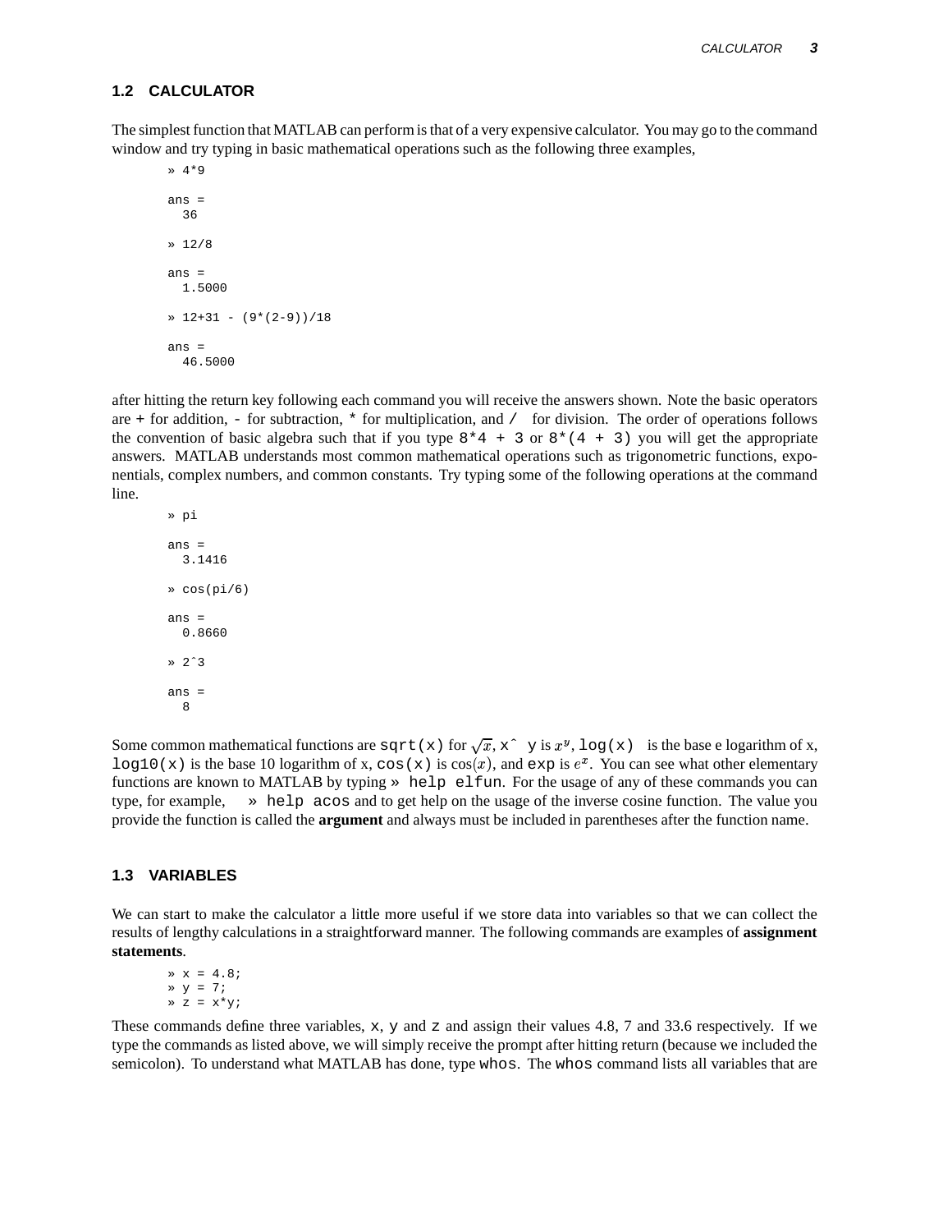## 1.2 CALCULATOR

The simplest function that MATLAB can perform is that of a very expensive calculator. You may go to the command window and try typing in basic mathematical operations such as the following three examples,

```
» 4*9

ans =
  36

» 12/8

ans =
  1.5000

» 12+31 - (9*(2-9))/18

ans =
  46.5000
```

after hitting the return key following each command you will receive the answers shown. Note the basic operators are `+` for addition, `-` for subtraction, `*` for multiplication, and `/` for division. The order of operations follows the convention of basic algebra such that if you type `8*4 + 3` or `8*(4 + 3)` you will get the appropriate answers. MATLAB understands most common mathematical operations such as trigonometric functions, exponentials, complex numbers, and common constants. Try typing some of the following operations at the command line.

```
» pi

ans =
  3.1416

» cos(pi/6)

ans =
  0.8660

» 2^3

ans =
  8
```

Some common mathematical functions are `sqrt(x)` for $\sqrt{x}$, `x^ y` is $x^y$, `log(x)` is the base e logarithm of x, `log10(x)` is the base 10 logarithm of x, `cos(x)` is $\cos(x)$, and `exp` is $e^x$. You can see what other elementary functions are known to MATLAB by typing `» help elfun`. For the usage of any of these commands you can type, for example, `» help acos` and to get help on the usage of the inverse cosine function. The value you provide the function is called the **argument** and always must be included in parentheses after the function name.

## 1.3 VARIABLES

We can start to make the calculator a little more useful if we store data into variables so that we can collect the results of lengthy calculations in a straightforward manner. The following commands are examples of **assignment statements**.

```
» x = 4.8;
» y = 7;
» z = x*y;
```

These commands define three variables, `x`, `y` and `z` and assign their values 4.8, 7 and 33.6 respectively. If we type the commands as listed above, we will simply receive the prompt after hitting return (because we included the semicolon). To understand what MATLAB has done, type `whos`. The `whos` command lists all variables that are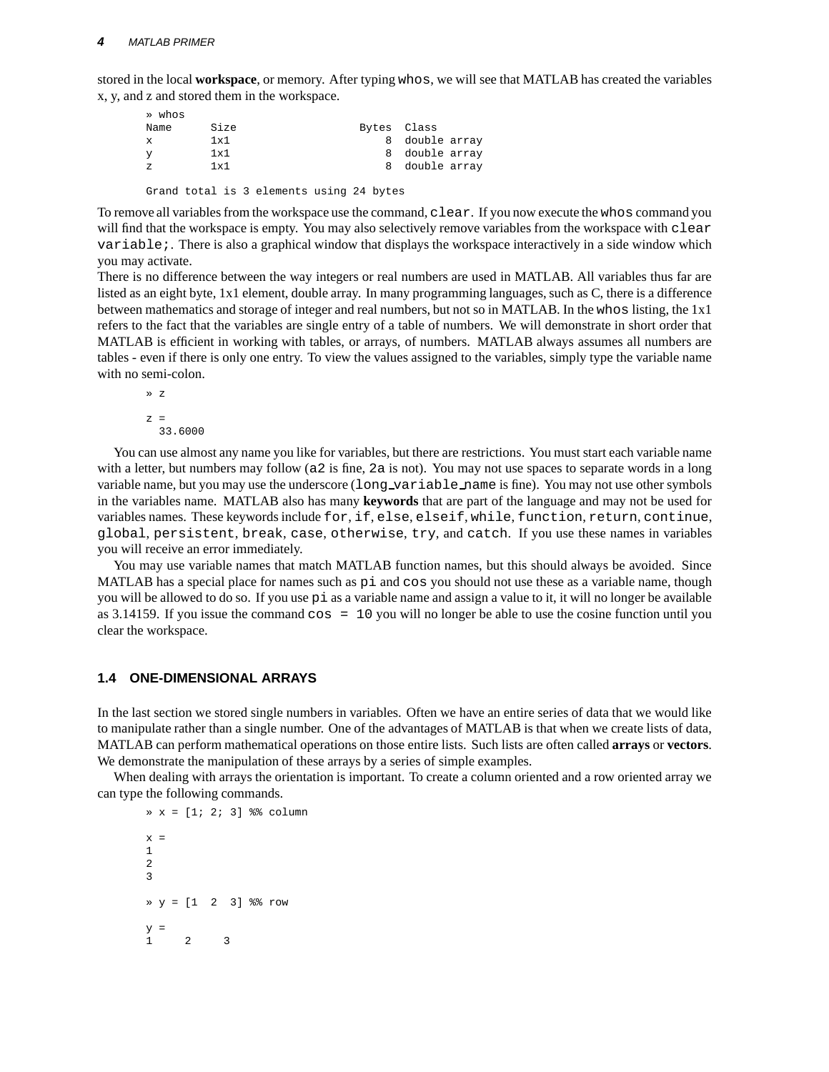stored in the local **workspace**, or memory. After typing `whos`, we will see that MATLAB has created the variables x, y, and z and stored them in the workspace.

```
» whos
Name      Size                    Bytes  Class
x         1x1                         8  double array
y         1x1                         8  double array
z         1x1                         8  double array

Grand total is 3 elements using 24 bytes
```

To remove all variables from the workspace use the command, `clear`. If you now execute the `whos` command you will find that the workspace is empty. You may also selectively remove variables from the workspace with `clear variable;`. There is also a graphical window that displays the workspace interactively in a side window which you may activate.

There is no difference between the way integers or real numbers are used in MATLAB. All variables thus far are listed as an eight byte, 1x1 element, double array. In many programming languages, such as C, there is a difference between mathematics and storage of integer and real numbers, but not so in MATLAB. In the `whos` listing, the 1x1 refers to the fact that the variables are single entry of a table of numbers. We will demonstrate in short order that MATLAB is efficient in working with tables, or arrays, of numbers. MATLAB always assumes all numbers are tables - even if there is only one entry. To view the values assigned to the variables, simply type the variable name with no semi-colon.

```
» z

z =
  33.6000
```

You can use almost any name you like for variables, but there are restrictions. You must start each variable name with a letter, but numbers may follow (`a2` is fine, `2a` is not). You may not use spaces to separate words in a long variable name, but you may use the underscore (`long_variable_name` is fine). You may not use other symbols in the variables name. MATLAB also has many **keywords** that are part of the language and may not be used for variables names. These keywords include `for`, `if`, `else`, `elseif`, `while`, `function`, `return`, `continue`, `global`, `persistent`, `break`, `case`, `otherwise`, `try`, and `catch`. If you use these names in variables you will receive an error immediately.

You may use variable names that match MATLAB function names, but this should always be avoided. Since MATLAB has a special place for names such as `pi` and `cos` you should not use these as a variable name, though you will be allowed to do so. If you use `pi` as a variable name and assign a value to it, it will no longer be available as 3.14159. If you issue the command `cos = 10` you will no longer be able to use the cosine function until you clear the workspace.

## 1.4 ONE-DIMENSIONAL ARRAYS

In the last section we stored single numbers in variables. Often we have an entire series of data that we would like to manipulate rather than a single number. One of the advantages of MATLAB is that when we create lists of data, MATLAB can perform mathematical operations on those entire lists. Such lists are often called **arrays** or **vectors**. We demonstrate the manipulation of these arrays by a series of simple examples.

When dealing with arrays the orientation is important. To create a column oriented and a row oriented array we can type the following commands.

```
» x = [1; 2; 3] %% column

x =
1
2
3

» y = [1  2  3] %% row

y =
1     2     3
```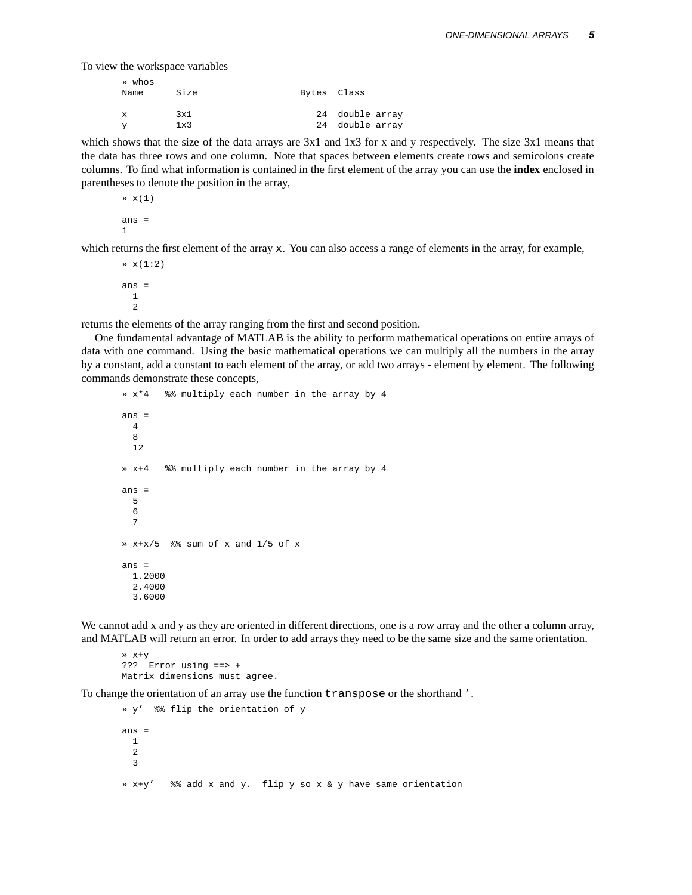To view the workspace variables

```
» whos
Name      Size                   Bytes  Class

x         3x1                       24  double array
y         1x3                       24  double array
```

which shows that the size of the data arrays are 3x1 and 1x3 for x and y respectively. The size 3x1 means that the data has three rows and one column. Note that spaces between elements create rows and semicolons create columns. To find what information is contained in the first element of the array you can use the **index** enclosed in parentheses to denote the position in the array,

```
» x(1)

ans =
1
```

which returns the first element of the array `x`. You can also access a range of elements in the array, for example,

```
» x(1:2)

ans =
  1
  2
```

returns the elements of the array ranging from the first and second position.

One fundamental advantage of MATLAB is the ability to perform mathematical operations on entire arrays of data with one command. Using the basic mathematical operations we can multiply all the numbers in the array by a constant, add a constant to each element of the array, or add two arrays - element by element. The following commands demonstrate these concepts,

```
» x*4   %% multiply each number in the array by 4

ans =
  4
  8
  12

» x+4   %% multiply each number in the array by 4

ans =
  5
  6
  7

» x+x/5  %% sum of x and 1/5 of x

ans =
  1.2000
  2.4000
  3.6000
```

We cannot add x and y as they are oriented in different directions, one is a row array and the other a column array, and MATLAB will return an error. In order to add arrays they need to be the same size and the same orientation.

```
» x+y
???  Error using ==> +
Matrix dimensions must agree.
```

To change the orientation of an array use the function `transpose` or the shorthand `'`.

```
» y'  %% flip the orientation of y

ans =
  1
  2
  3

» x+y'   %% add x and y.  flip y so x & y have same orientation
```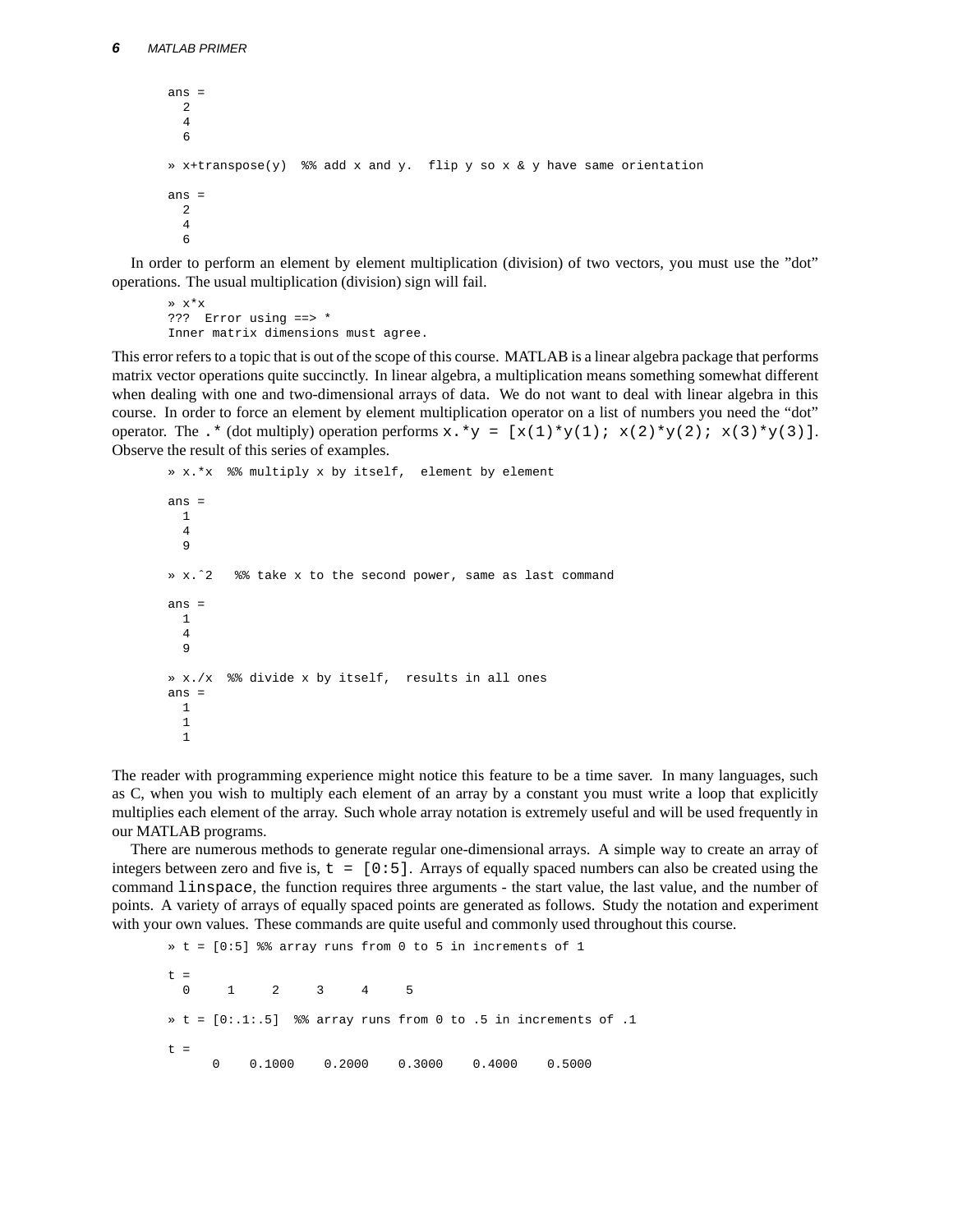```
ans =
  2
  4
  6

» x+transpose(y)  %% add x and y.  flip y so x & y have same orientation

ans =
  2
  4
  6
```

In order to perform an element by element multiplication (division) of two vectors, you must use the "dot" operations. The usual multiplication (division) sign will fail.

```
» x*x
???  Error using ==> *
Inner matrix dimensions must agree.
```

This error refers to a topic that is out of the scope of this course. MATLAB is a linear algebra package that performs matrix vector operations quite succinctly. In linear algebra, a multiplication means something somewhat different when dealing with one and two-dimensional arrays of data. We do not want to deal with linear algebra in this course. In order to force an element by element multiplication operator on a list of numbers you need the "dot" operator. The `.*` (dot multiply) operation performs `x.*y = [x(1)*y(1); x(2)*y(2); x(3)*y(3)]`. Observe the result of this series of examples.

```
» x.*x  %% multiply x by itself,  element by element

ans =
  1
  4
  9

» x.^2   %% take x to the second power, same as last command

ans =
  1
  4
  9

» x./x  %% divide x by itself,  results in all ones
ans =
  1
  1
  1
```

The reader with programming experience might notice this feature to be a time saver. In many languages, such as C, when you wish to multiply each element of an array by a constant you must write a loop that explicitly multiplies each element of the array. Such whole array notation is extremely useful and will be used frequently in our MATLAB programs.

There are numerous methods to generate regular one-dimensional arrays. A simple way to create an array of integers between zero and five is, `t = [0:5]`. Arrays of equally spaced numbers can also be created using the command `linspace`, the function requires three arguments - the start value, the last value, and the number of points. A variety of arrays of equally spaced points are generated as follows. Study the notation and experiment with your own values. These commands are quite useful and commonly used throughout this course.

```
» t = [0:5] %% array runs from 0 to 5 in increments of 1

t =
  0     1     2     3     4     5

» t = [0:.1:.5]  %% array runs from 0 to .5 in increments of .1

t =
      0    0.1000    0.2000    0.3000    0.4000    0.5000
```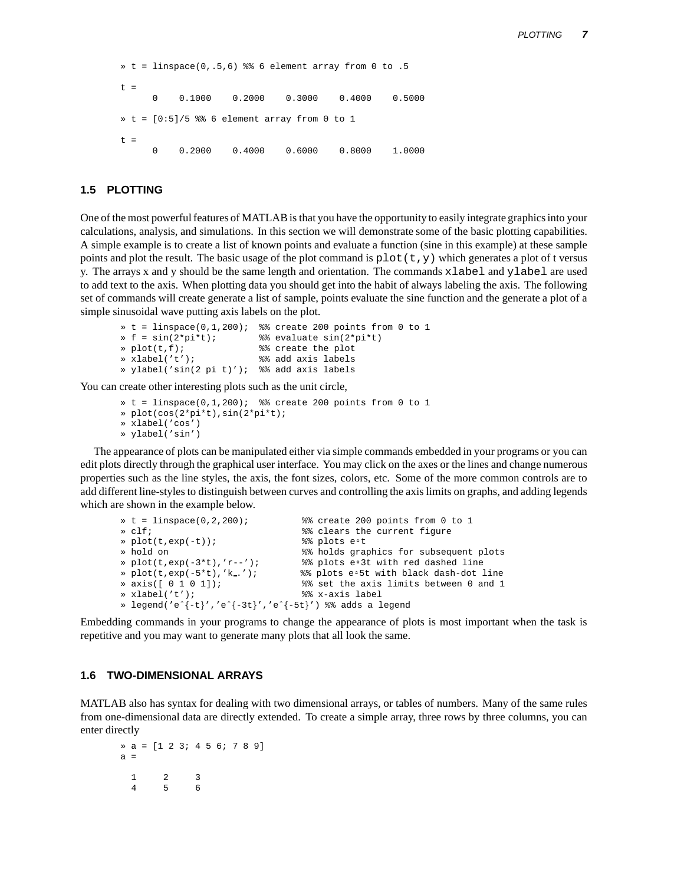```
» t = linspace(0,.5,6) %% 6 element array from 0 to .5

t =
     0    0.1000    0.2000    0.3000    0.4000    0.5000

» t = [0:5]/5 %% 6 element array from 0 to 1

t =
     0    0.2000    0.4000    0.6000    0.8000    1.0000
```

### 1.5 PLOTTING

One of the most powerful features of MATLAB is that you have the opportunity to easily integrate graphics into your calculations, analysis, and simulations. In this section we will demonstrate some of the basic plotting capabilities. A simple example is to create a list of known points and evaluate a function (sine in this example) at these sample points and plot the result. The basic usage of the plot command is `plot(t,y)` which generates a plot of t versus y. The arrays x and y should be the same length and orientation. The commands `xlabel` and `ylabel` are used to add text to the axis. When plotting data you should get into the habit of always labeling the axis. The following set of commands will create generate a list of sample, points evaluate the sine function and the generate a plot of a simple sinusoidal wave putting axis labels on the plot.

```
» t = linspace(0,1,200);  %% create 200 points from 0 to 1
» f = sin(2*pi*t);        %% evaluate sin(2*pi*t)
» plot(t,f);              %% create the plot
» xlabel('t');            %% add axis labels
» ylabel('sin(2 pi t)');  %% add axis labels
```

You can create other interesting plots such as the unit circle,

```
» t = linspace(0,1,200);  %% create 200 points from 0 to 1
» plot(cos(2*pi*t),sin(2*pi*t);
» xlabel('cos')
» ylabel('sin')
```

The appearance of plots can be manipulated either via simple commands embedded in your programs or you can edit plots directly through the graphical user interface. You may click on the axes or the lines and change numerous properties such as the line styles, the axis, the font sizes, colors, etc. Some of the more common controls are to add different line-styles to distinguish between curves and controlling the axis limits on graphs, and adding legends which are shown in the example below.

```
» t = linspace(0,2,200);          %% create 200 points from 0 to 1
» clf;                            %% clears the current figure
» plot(t,exp(-t));                %% plots e^-t
» hold on                         %% holds graphics for subsequent plots
» plot(t,exp(-3*t),'r--');        %% plots e^-3t with red dashed line
» plot(t,exp(-5*t),'k_.');        %% plots e^-5t with black dash-dot line
» axis([ 0 1 0 1]);               %% set the axis limits between 0 and 1
» xlabel('t');                    %% x-axis label
» legend('e^{-t}','e^{-3t}','e^{-5t}') %% adds a legend
```

Embedding commands in your programs to change the appearance of plots is most important when the task is repetitive and you may want to generate many plots that all look the same.

### 1.6 TWO-DIMENSIONAL ARRAYS

MATLAB also has syntax for dealing with two dimensional arrays, or tables of numbers. Many of the same rules from one-dimensional data are directly extended. To create a simple array, three rows by three columns, you can enter directly

```
» a = [1 2 3; 4 5 6; 7 8 9]
a =

  1     2     3
  4     5     6
```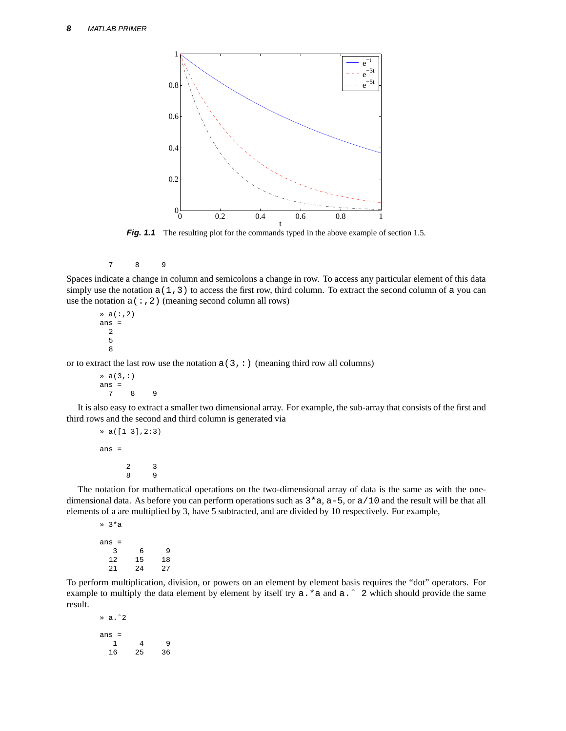*Fig. 1.1* The resulting plot for the commands typed in the above example of section 1.5.

```
  7    8    9
```

Spaces indicate a change in column and semicolons a change in row. To access any particular element of this data simply use the notation `a(1,3)` to access the first row, third column. To extract the second column of `a` you can use the notation `a(:,2)` (meaning second column all rows)

```
» a(:,2)
ans =
  2
  5
  8
```

or to extract the last row use the notation `a(3,:)` (meaning third row all columns)

```
» a(3,:)
ans =
  7    8    9
```

It is also easy to extract a smaller two dimensional array. For example, the sub-array that consists of the first and third rows and the second and third column is generated via

```
» a([1 3],2:3)

ans =

      2     3
      8     9
```

The notation for mathematical operations on the two-dimensional array of data is the same as with the one-dimensional data. As before you can perform operations such as `3*a`, `a-5`, or `a/10` and the result will be that all elements of a are multiplied by 3, have 5 subtracted, and are divided by 10 respectively. For example,

```
» 3*a

ans =
   3     6     9
  12    15    18
  21    24    27
```

To perform multiplication, division, or powers on an element by element basis requires the "dot" operators. For example to multiply the data element by element by itself try `a.*a` and `a.^ 2` which should provide the same result.

```
» a.^2

ans =
   1     4     9
  16    25    36
```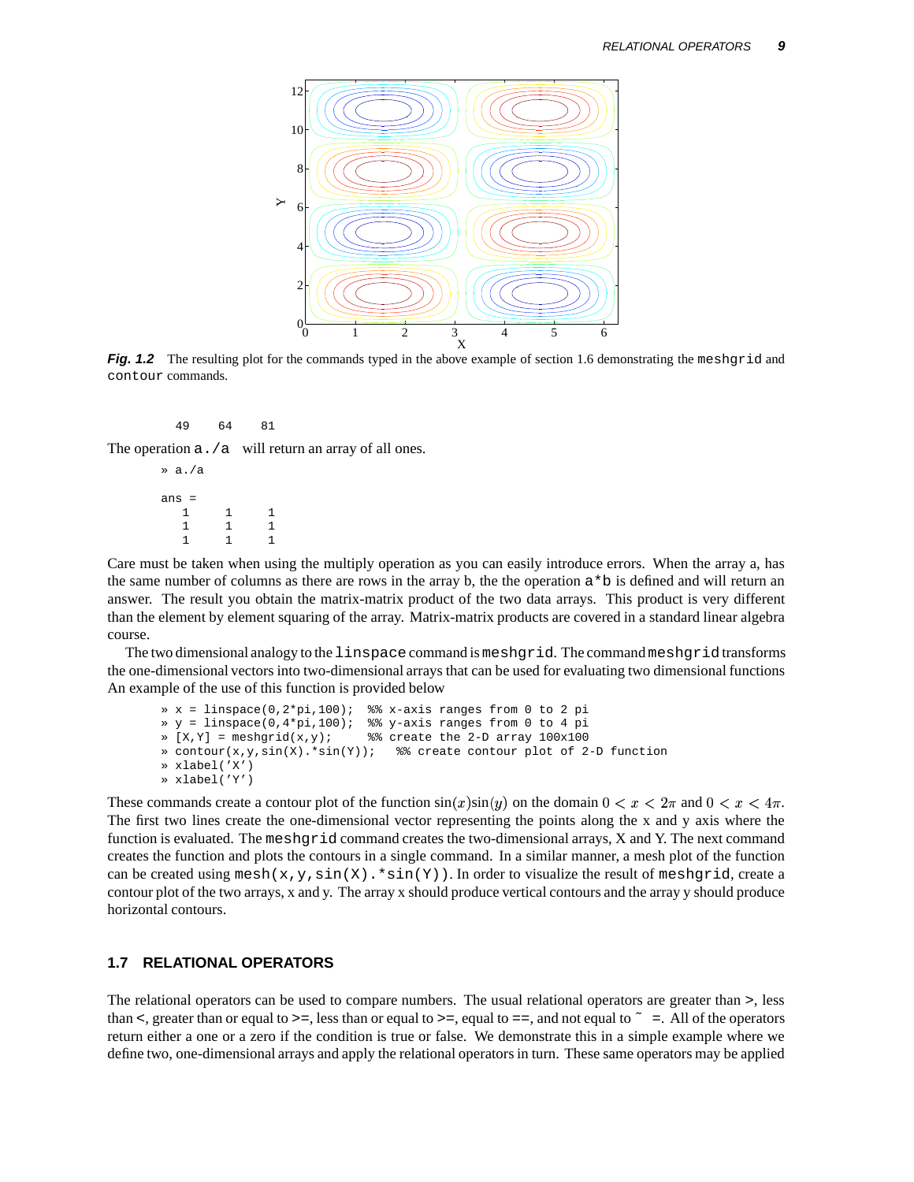**Fig. 1.2** The resulting plot for the commands typed in the above example of section 1.6 demonstrating the `meshgrid` and `contour` commands.

```
    49    64    81
```

The operation `a./a` will return an array of all ones.

```
» a./a

ans =
   1     1     1
   1     1     1
   1     1     1
```

Care must be taken when using the multiply operation as you can easily introduce errors. When the array a, has the same number of columns as there are rows in the array b, the the operation `a*b` is defined and will return an answer. The result you obtain the matrix-matrix product of the two data arrays. This product is very different than the element by element squaring of the array. Matrix-matrix products are covered in a standard linear algebra course.

The two dimensional analogy to the `linspace` command is `meshgrid`. The command `meshgrid` transforms the one-dimensional vectors into two-dimensional arrays that can be used for evaluating two dimensional functions An example of the use of this function is provided below

```
» x = linspace(0,2*pi,100);  %% x-axis ranges from 0 to 2 pi
» y = linspace(0,4*pi,100);  %% y-axis ranges from 0 to 4 pi
» [X,Y] = meshgrid(x,y);     %% create the 2-D array 100x100
» contour(x,y,sin(X).*sin(Y));   %% create contour plot of 2-D function
» xlabel('X')
» xlabel('Y')
```

These commands create a contour plot of the function $\sin(x)\sin(y)$ on the domain $0 < x < 2\pi$ and $0 < x < 4\pi$. The first two lines create the one-dimensional vector representing the points along the x and y axis where the function is evaluated. The `meshgrid` command creates the two-dimensional arrays, X and Y. The next command creates the function and plots the contours in a single command. In a similar manner, a mesh plot of the function can be created using `mesh(x,y,sin(X).*sin(Y))`. In order to visualize the result of `meshgrid`, create a contour plot of the two arrays, x and y. The array x should produce vertical contours and the array y should produce horizontal contours.

## 1.7 RELATIONAL OPERATORS

The relational operators can be used to compare numbers. The usual relational operators are greater than >, less than <, greater than or equal to >=, less than or equal to >=, equal to ==, and not equal to ~ =. All of the operators return either a one or a zero if the condition is true or false. We demonstrate this in a simple example where we define two, one-dimensional arrays and apply the relational operators in turn. These same operators may be applied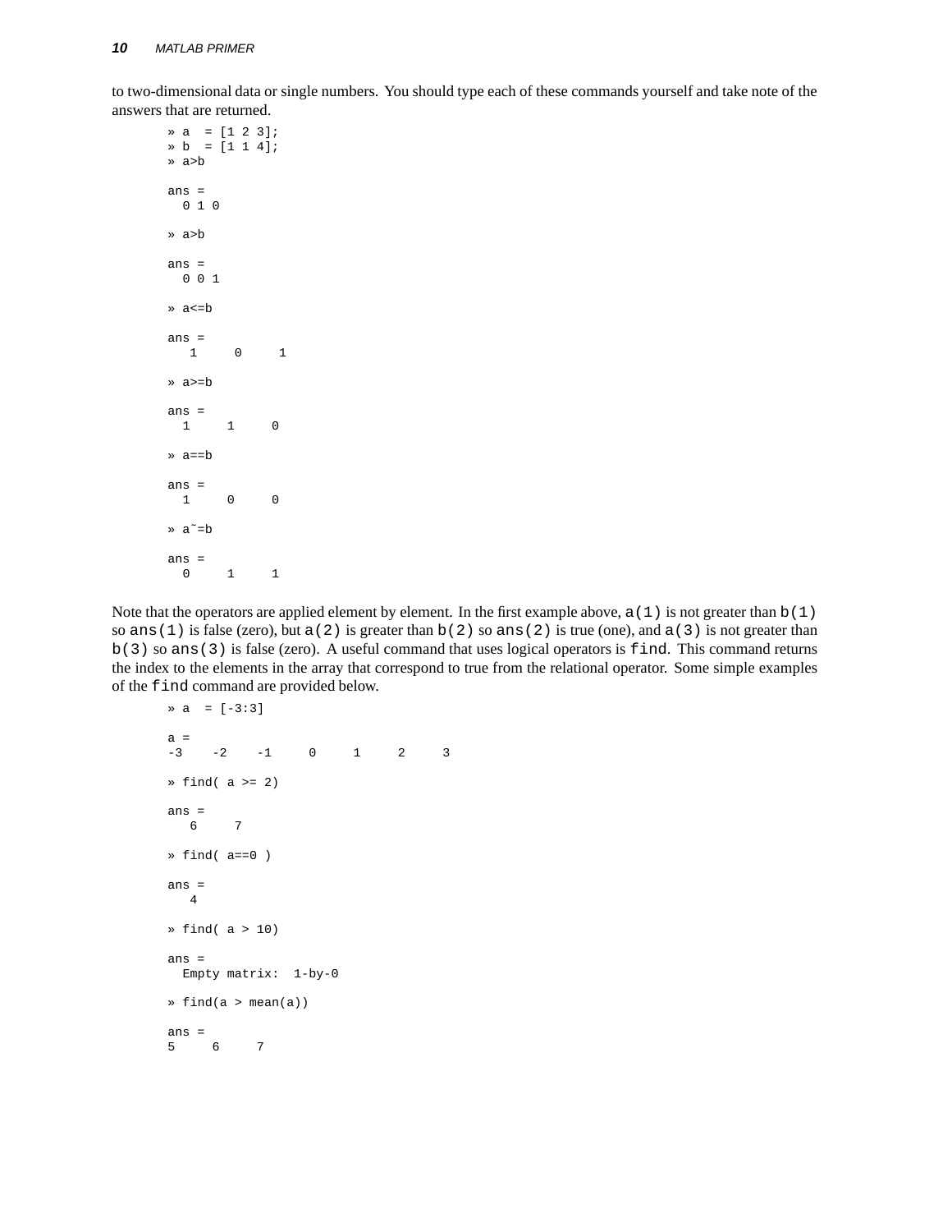to two-dimensional data or single numbers. You should type each of these commands yourself and take note of the answers that are returned.

```
» a  = [1 2 3];
» b  = [1 1 4];
» a>b

ans =
  0 1 0

» a>b

ans =
  0 0 1

» a<=b

ans =
   1     0     1

» a>=b

ans =
  1     1     0

» a==b

ans =
  1     0     0

» a~=b

ans =
  0     1     1
```

Note that the operators are applied element by element. In the first example above, `a(1)` is not greater than `b(1)` so `ans(1)` is false (zero), but `a(2)` is greater than `b(2)` so `ans(2)` is true (one), and `a(3)` is not greater than `b(3)` so `ans(3)` is false (zero). A useful command that uses logical operators is `find`. This command returns the index to the elements in the array that correspond to true from the relational operator. Some simple examples of the `find` command are provided below.

```
» a  = [-3:3]

a =
-3    -2    -1     0     1     2     3

» find( a >= 2)

ans =
   6     7

» find( a==0 )

ans =
   4

» find( a > 10)

ans =
  Empty matrix:  1-by-0

» find(a > mean(a))

ans =
5     6     7
```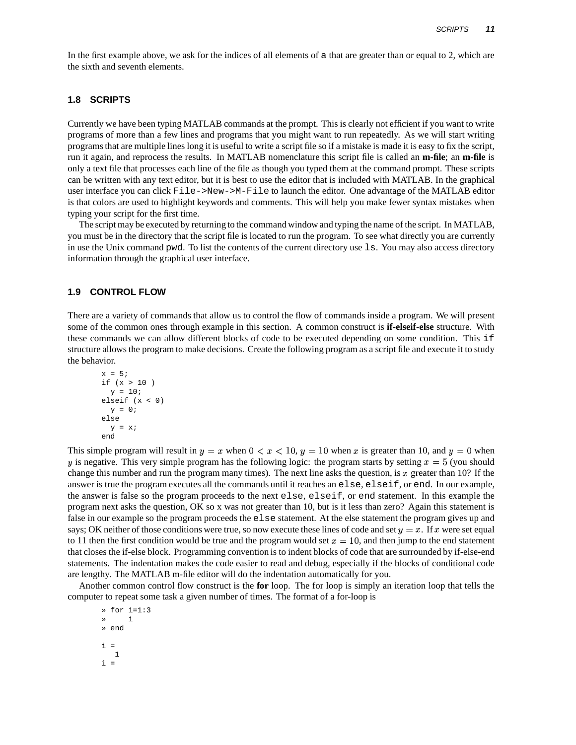In the first example above, we ask for the indices of all elements of `a` that are greater than or equal to 2, which are the sixth and seventh elements.

### 1.8 SCRIPTS

Currently we have been typing MATLAB commands at the prompt. This is clearly not efficient if you want to write programs of more than a few lines and programs that you might want to run repeatedly. As we will start writing programs that are multiple lines long it is useful to write a script file so if a mistake is made it is easy to fix the script, run it again, and reprocess the results. In MATLAB nomenclature this script file is called an **m-file**; an **m-file** is only a text file that processes each line of the file as though you typed them at the command prompt. These scripts can be written with any text editor, but it is best to use the editor that is included with MATLAB. In the graphical user interface you can click `File->New->M-File` to launch the editor. One advantage of the MATLAB editor is that colors are used to highlight keywords and comments. This will help you make fewer syntax mistakes when typing your script for the first time.

The script may be executed by returning to the command window and typing the name of the script. In MATLAB, you must be in the directory that the script file is located to run the program. To see what directly you are currently in use the Unix command `pwd`. To list the contents of the current directory use `ls`. You may also access directory information through the graphical user interface.

### 1.9 CONTROL FLOW

There are a variety of commands that allow us to control the flow of commands inside a program. We will present some of the common ones through example in this section. A common construct is **if-elseif-else** structure. With these commands we can allow different blocks of code to be executed depending on some condition. This `if` structure allows the program to make decisions. Create the following program as a script file and execute it to study the behavior.

```
x = 5;
if (x > 10 )
  y = 10;
elseif (x < 0)
  y = 0;
else
  y = x;
end
```

This simple program will result in $y = x$ when $0 < x < 10$, $y = 10$ when $x$ is greater than 10, and $y = 0$ when $y$ is negative. This very simple program has the following logic: the program starts by setting $x = 5$ (you should change this number and run the program many times). The next line asks the question, is $x$ greater than 10? If the answer is true the program executes all the commands until it reaches an `else`, `elseif`, or `end`. In our example, the answer is false so the program proceeds to the next `else`, `elseif`, or `end` statement. In this example the program next asks the question, OK so x was not greater than 10, but is it less than zero? Again this statement is false in our example so the program proceeds the `else` statement. At the else statement the program gives up and says; OK neither of those conditions were true, so now execute these lines of code and set $y = x$. If $x$ were set equal to 11 then the first condition would be true and the program would set $x = 10$, and then jump to the end statement that closes the if-else block. Programming convention is to indent blocks of code that are surrounded by if-else-end statements. The indentation makes the code easier to read and debug, especially if the blocks of conditional code are lengthy. The MATLAB m-file editor will do the indentation automatically for you.

Another common control flow construct is the **for** loop. The for loop is simply an iteration loop that tells the computer to repeat some task a given number of times. The format of a for-loop is

```
» for i=1:3
»     i
» end

i =
   1
i =
```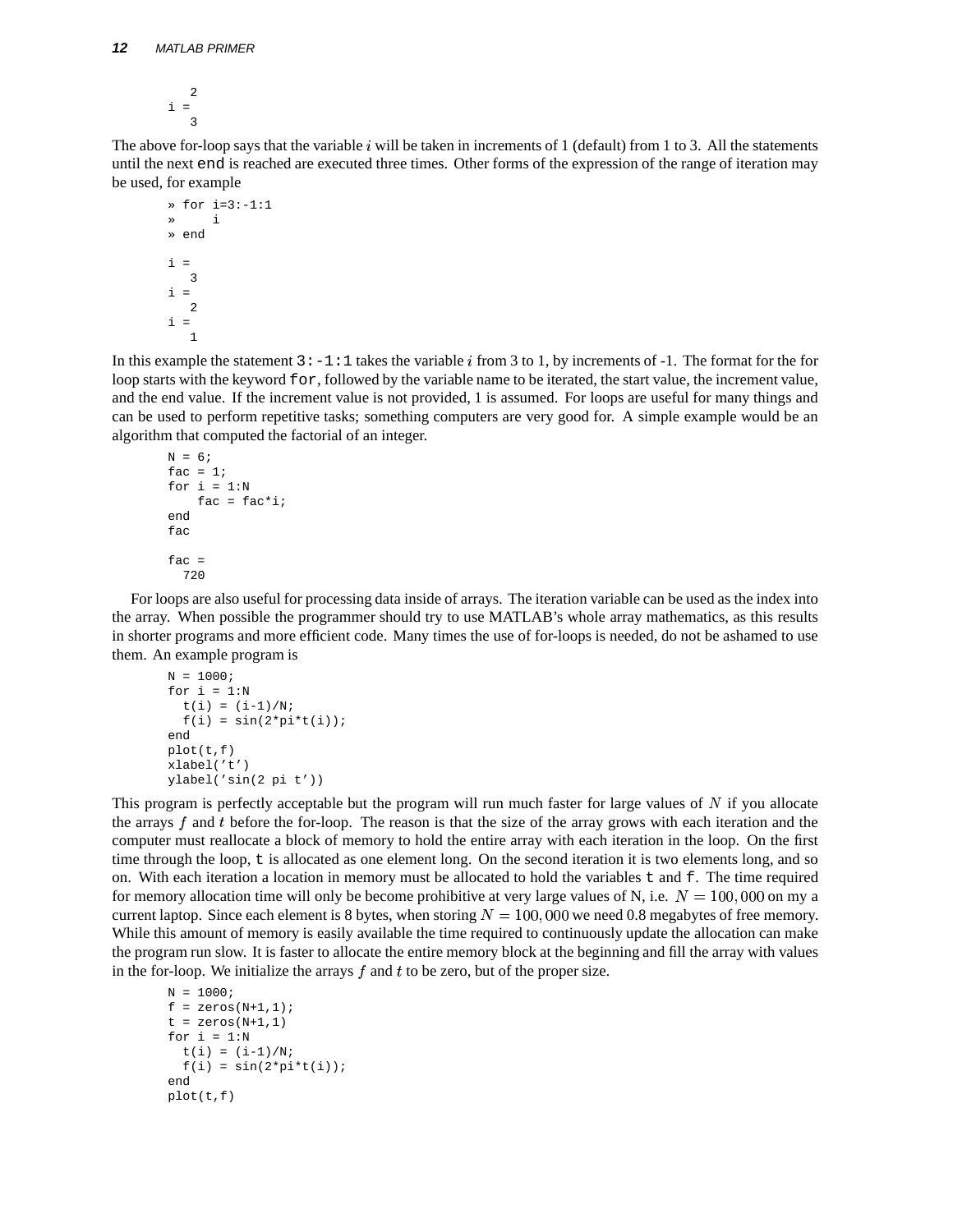```
    2
i =
    3
```

The above for-loop says that the variable $i$ will be taken in increments of 1 (default) from 1 to 3. All the statements until the next `end` is reached are executed three times. Other forms of the expression of the range of iteration may be used, for example

```
» for i=3:-1:1
»     i
» end

i =
    3
i =
    2
i =
    1
```

In this example the statement `3:-1:1` takes the variable $i$ from 3 to 1, by increments of -1. The format for the for loop starts with the keyword `for`, followed by the variable name to be iterated, the start value, the increment value, and the end value. If the increment value is not provided, 1 is assumed. For loops are useful for many things and can be used to perform repetitive tasks; something computers are very good for. A simple example would be an algorithm that computed the factorial of an integer.

```
N = 6;
fac = 1;
for i = 1:N
    fac = fac*i;
end
fac

fac =
   720
```

For loops are also useful for processing data inside of arrays. The iteration variable can be used as the index into the array. When possible the programmer should try to use MATLAB's whole array mathematics, as this results in shorter programs and more efficient code. Many times the use of for-loops is needed, do not be ashamed to use them. An example program is

```
N = 1000;
for i = 1:N
  t(i) = (i-1)/N;
  f(i) = sin(2*pi*t(i));
end
plot(t,f)
xlabel('t')
ylabel('sin(2 pi t'))
```

This program is perfectly acceptable but the program will run much faster for large values of $N$ if you allocate the arrays $f$ and $t$ before the for-loop. The reason is that the size of the array grows with each iteration and the computer must reallocate a block of memory to hold the entire array with each iteration in the loop. On the first time through the loop, `t` is allocated as one element long. On the second iteration it is two elements long, and so on. With each iteration a location in memory must be allocated to hold the variables `t` and `f`. The time required for memory allocation time will only be become prohibitive at very large values of N, i.e. $N = 100,000$ on my a current laptop. Since each element is 8 bytes, when storing $N = 100,000$ we need 0.8 megabytes of free memory. While this amount of memory is easily available the time required to continuously update the allocation can make the program run slow. It is faster to allocate the entire memory block at the beginning and fill the array with values in the for-loop. We initialize the arrays $f$ and $t$ to be zero, but of the proper size.

```
N = 1000;
f = zeros(N+1,1);
t = zeros(N+1,1)
for i = 1:N
  t(i) = (i-1)/N;
  f(i) = sin(2*pi*t(i));
end
plot(t,f)
```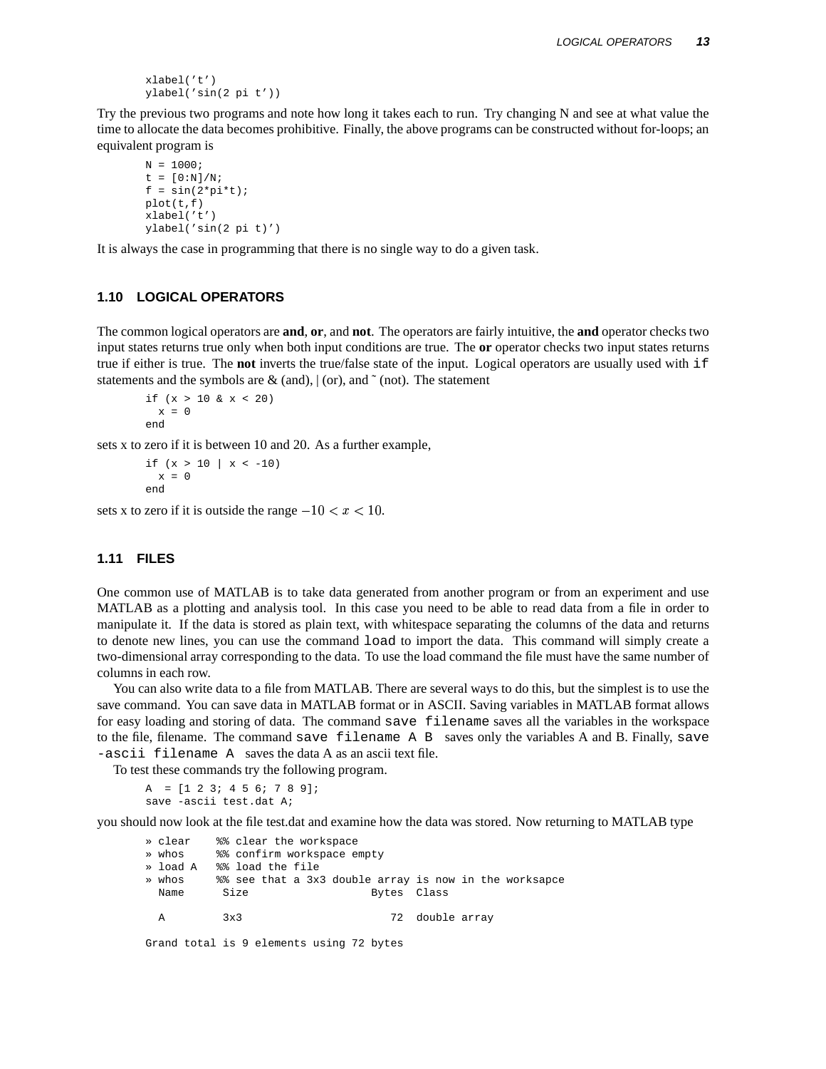```
xlabel('t')
ylabel('sin(2 pi t'))
```

Try the previous two programs and note how long it takes each to run. Try changing N and see at what value the time to allocate the data becomes prohibitive. Finally, the above programs can be constructed without for-loops; an equivalent program is

```
N = 1000;
t = [0:N]/N;
f = sin(2*pi*t);
plot(t,f)
xlabel('t')
ylabel('sin(2 pi t)')
```

It is always the case in programming that there is no single way to do a given task.

## 1.10 LOGICAL OPERATORS

The common logical operators are **and**, **or**, and **not**. The operators are fairly intuitive, the **and** operator checks two input states returns true only when both input conditions are true. The **or** operator checks two input states returns true if either is true. The **not** inverts the true/false state of the input. Logical operators are usually used with `if` statements and the symbols are & (and), | (or), and ˜ (not). The statement

```
if (x > 10 & x < 20)
  x = 0
end
```

sets x to zero if it is between 10 and 20. As a further example,

```
if (x > 10 | x < -10)
  x = 0
end
```

sets x to zero if it is outside the range $-10 < x < 10$.

## 1.11 FILES

One common use of MATLAB is to take data generated from another program or from an experiment and use MATLAB as a plotting and analysis tool. In this case you need to be able to read data from a file in order to manipulate it. If the data is stored as plain text, with whitespace separating the columns of the data and returns to denote new lines, you can use the command `load` to import the data. This command will simply create a two-dimensional array corresponding to the data. To use the load command the file must have the same number of columns in each row.

You can also write data to a file from MATLAB. There are several ways to do this, but the simplest is to use the save command. You can save data in MATLAB format or in ASCII. Saving variables in MATLAB format allows for easy loading and storing of data. The command `save filename` saves all the variables in the workspace to the file, filename. The command `save filename A B` saves only the variables A and B. Finally, `save -ascii filename A` saves the data A as an ascii text file.

To test these commands try the following program.

```
A  = [1 2 3; 4 5 6; 7 8 9];
save -ascii test.dat A;
```

you should now look at the file test.dat and examine how the data was stored. Now returning to MATLAB type

```
» clear    %% clear the workspace
» whos     %% confirm workspace empty
» load A   %% load the file
» whos     %% see that a 3x3 double array is now in the worksapce
  Name      Size                   Bytes  Class

  A         3x3                       72  double array

Grand total is 9 elements using 72 bytes
```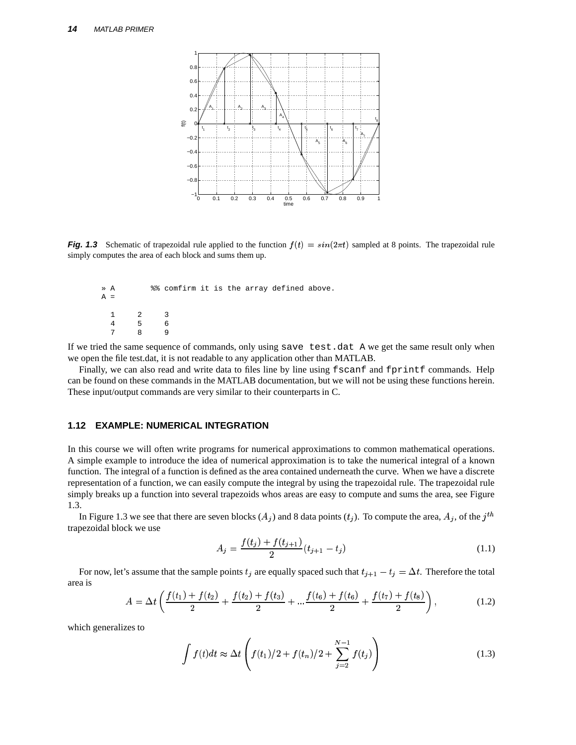**Fig. 1.3** Schematic of trapezoidal rule applied to the function $f(t) = sin(2\pi t)$ sampled at 8 points. The trapezoidal rule simply computes the area of each block and sums them up.

```
» A        %% comfirm it is the array defined above.
A =

   1    2    3
   4    5    6
   7    8    9
```

If we tried the same sequence of commands, only using `save test.dat A` we get the same result only when we open the file test.dat, it is not readable to any application other than MATLAB.

Finally, we can also read and write data to files line by line using `fscanf` and `fprintf` commands. Help can be found on these commands in the MATLAB documentation, but we will not be using these functions herein. These input/output commands are very similar to their counterparts in C.

## 1.12 EXAMPLE: NUMERICAL INTEGRATION

In this course we will often write programs for numerical approximations to common mathematical operations. A simple example to introduce the idea of numerical approximation is to take the numerical integral of a known function. The integral of a function is defined as the area contained underneath the curve. When we have a discrete representation of a function, we can easily compute the integral by using the trapezoidal rule. The trapezoidal rule simply breaks up a function into several trapezoids whos areas are easy to compute and sums the area, see Figure 1.3.

In Figure 1.3 we see that there are seven blocks ($A_j$) and 8 data points ($t_j$). To compute the area, $A_j$, of the $j^{th}$ trapezoidal block we use

$$A_j = \frac{f(t_j) + f(t_{j+1})}{2}(t_{j+1} - t_j) \tag{1.1}$$

For now, let's assume that the sample points $t_j$ are equally spaced such that $t_{j+1} - t_j = \Delta t$. Therefore the total area is

$$A = \Delta t \left( \frac{f(t_1) + f(t_2)}{2} + \frac{f(t_2) + f(t_3)}{2} + ... \frac{f(t_6) + f(t_6)}{2} + \frac{f(t_7) + f(t_8)}{2} \right), \tag{1.2}$$

which generalizes to

$$\int f(t)dt \approx \Delta t \left( f(t_1)/2 + f(t_n)/2 + \sum_{j=2}^{N-1} f(t_j) \right) \tag{1.3}$$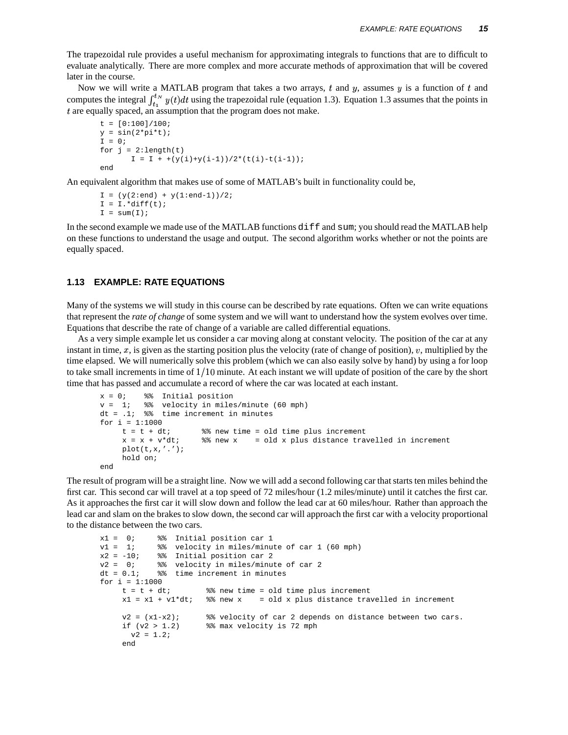The trapezoidal rule provides a useful mechanism for approximating integrals to functions that are to difficult to evaluate analytically. There are more complex and more accurate methods of approximation that will be covered later in the course.

Now we will write a MATLAB program that takes a two arrays, $t$ and $y$, assumes $y$ is a function of $t$ and computes the integral $\int_{t_1}^{t_N} y(t)dt$ using the trapezoidal rule (equation 1.3). Equation 1.3 assumes that the points in $t$ are equally spaced, an assumption that the program does not make.

```
t = [0:100]/100;
y = sin(2*pi*t);
I = 0;
for j = 2:length(t)
       I = I + +(y(i)+y(i-1))/2*(t(i)-t(i-1));
end
```

An equivalent algorithm that makes use of some of MATLAB's built in functionality could be,

```
I = (y(2:end) + y(1:end-1))/2;
I = I.*diff(t);
I = sum(I);
```

In the second example we made use of the MATLAB functions `diff` and `sum`; you should read the MATLAB help on these functions to understand the usage and output. The second algorithm works whether or not the points are equally spaced.

## 1.13 EXAMPLE: RATE EQUATIONS

Many of the systems we will study in this course can be described by rate equations. Often we can write equations that represent the *rate of change* of some system and we will want to understand how the system evolves over time. Equations that describe the rate of change of a variable are called differential equations.

As a very simple example let us consider a car moving along at constant velocity. The position of the car at any instant in time, $x$, is given as the starting position plus the velocity (rate of change of position), $v$, multiplied by the time elapsed. We will numerically solve this problem (which we can also easily solve by hand) by using a for loop to take small increments in time of $1/10$ minute. At each instant we will update of position of the care by the short time that has passed and accumulate a record of where the car was located at each instant.

```
x = 0;    %%  Initial position
v =  1;   %%  velocity in miles/minute (60 mph)
dt = .1;  %%  time increment in minutes
for i = 1:1000
     t = t + dt;       %% new time = old time plus increment
     x = x + v*dt;     %% new x    = old x plus distance travelled in increment
     plot(t,x,'.');
     hold on;
end
```

The result of program will be a straight line. Now we will add a second following car that starts ten miles behind the first car. This second car will travel at a top speed of 72 miles/hour (1.2 miles/minute) until it catches the first car. As it approaches the first car it will slow down and follow the lead car at 60 miles/hour. Rather than approach the lead car and slam on the brakes to slow down, the second car will approach the first car with a velocity proportional to the distance between the two cars.

```
x1 =  0;     %%  Initial position car 1
v1 =  1;     %%  velocity in miles/minute of car 1 (60 mph)
x2 = -10;    %%  Initial position car 2
v2 =  0;     %%  velocity in miles/minute of car 2
dt = 0.1;    %%  time increment in minutes
for i = 1:1000
     t = t + dt;        %% new time = old time plus increment
     x1 = x1 + v1*dt;   %% new x    = old x plus distance travelled in increment

     v2 = (x1-x2);      %% velocity of car 2 depends on distance between two cars.
     if (v2 > 1.2)      %% max velocity is 72 mph
       v2 = 1.2;
     end
```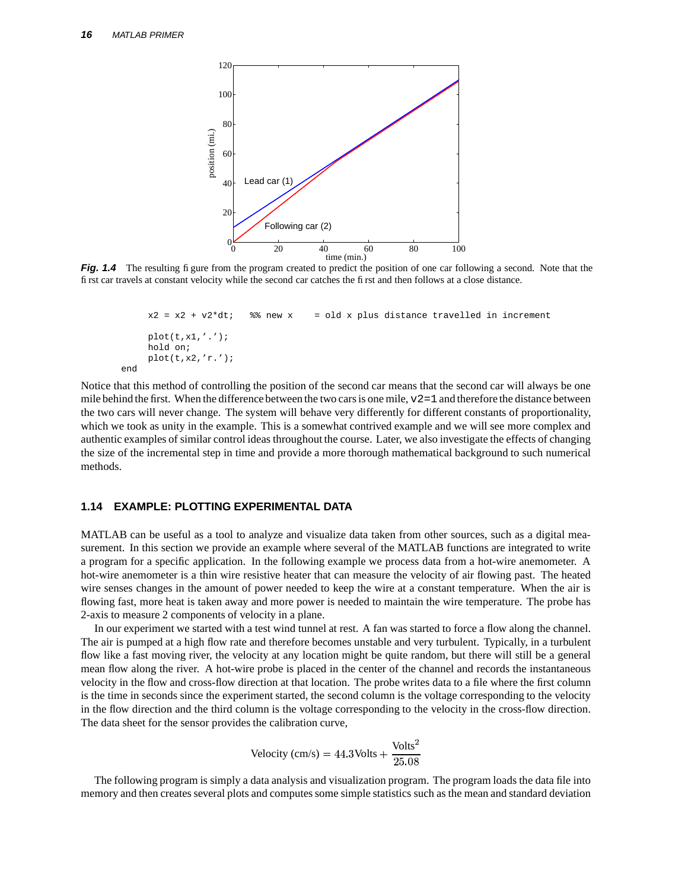**Fig. 1.4** The resulting figure from the program created to predict the position of one car following a second. Note that the first car travels at constant velocity while the second car catches the first and then follows at a close distance.

```
    x2 = x2 + v2*dt;   %% new x    = old x plus distance travelled in increment

    plot(t,x1,'.');
    hold on;
    plot(t,x2,'r.');
end
```

Notice that this method of controlling the position of the second car means that the second car will always be one mile behind the first. When the difference between the two cars is one mile, `v2=1` and therefore the distance between the two cars will never change. The system will behave very differently for different constants of proportionality, which we took as unity in the example. This is a somewhat contrived example and we will see more complex and authentic examples of similar control ideas throughout the course. Later, we also investigate the effects of changing the size of the incremental step in time and provide a more thorough mathematical background to such numerical methods.

## 1.14 EXAMPLE: PLOTTING EXPERIMENTAL DATA

MATLAB can be useful as a tool to analyze and visualize data taken from other sources, such as a digital measurement. In this section we provide an example where several of the MATLAB functions are integrated to write a program for a specific application. In the following example we process data from a hot-wire anemometer. A hot-wire anemometer is a thin wire resistive heater that can measure the velocity of air flowing past. The heated wire senses changes in the amount of power needed to keep the wire at a constant temperature. When the air is flowing fast, more heat is taken away and more power is needed to maintain the wire temperature. The probe has 2-axis to measure 2 components of velocity in a plane.

In our experiment we started with a test wind tunnel at rest. A fan was started to force a flow along the channel. The air is pumped at a high flow rate and therefore becomes unstable and very turbulent. Typically, in a turbulent flow like a fast moving river, the velocity at any location might be quite random, but there will still be a general mean flow along the river. A hot-wire probe is placed in the center of the channel and records the instantaneous velocity in the flow and cross-flow direction at that location. The probe writes data to a file where the first column is the time in seconds since the experiment started, the second column is the voltage corresponding to the velocity in the flow direction and the third column is the voltage corresponding to the velocity in the cross-flow direction. The data sheet for the sensor provides the calibration curve,

$$\text{Velocity (cm/s)} = 44.3\text{Volts} + \frac{\text{Volts}^2}{25.08}$$

The following program is simply a data analysis and visualization program. The program loads the data file into memory and then creates several plots and computes some simple statistics such as the mean and standard deviation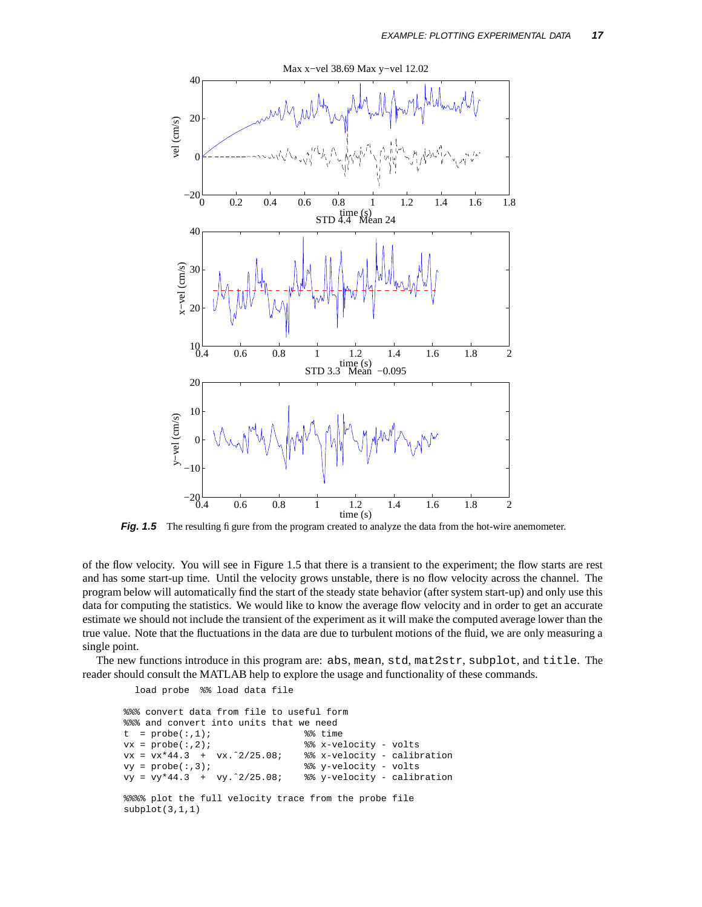**Fig. 1.5** The resulting figure from the program created to analyze the data from the hot-wire anemometer.

of the flow velocity. You will see in Figure 1.5 that there is a transient to the experiment; the flow starts are rest and has some start-up time. Until the velocity grows unstable, there is no flow velocity across the channel. The program below will automatically find the start of the steady state behavior (after system start-up) and only use this data for computing the statistics. We would like to know the average flow velocity and in order to get an accurate estimate we should not include the transient of the experiment as it will make the computed average lower than the true value. Note that the fluctuations in the data are due to turbulent motions of the fluid, we are only measuring a single point.

The new functions introduce in this program are: `abs`, `mean`, `std`, `mat2str`, `subplot`, and `title`. The reader should consult the MATLAB help to explore the usage and functionality of these commands.

```
load probe  %% load data file

%%% convert data from file to useful form
%%% and convert into units that we need
t  = probe(:,1);                %% time
vx = probe(:,2);                %% x-velocity - volts
vx = vx*44.3  +  vx.^2/25.08;   %% x-velocity - calibration
vy = probe(:,3);                %% y-velocity - volts
vy = vy*44.3  +  vy.^2/25.08;   %% y-velocity - calibration

%%%% plot the full velocity trace from the probe file
subplot(3,1,1)
```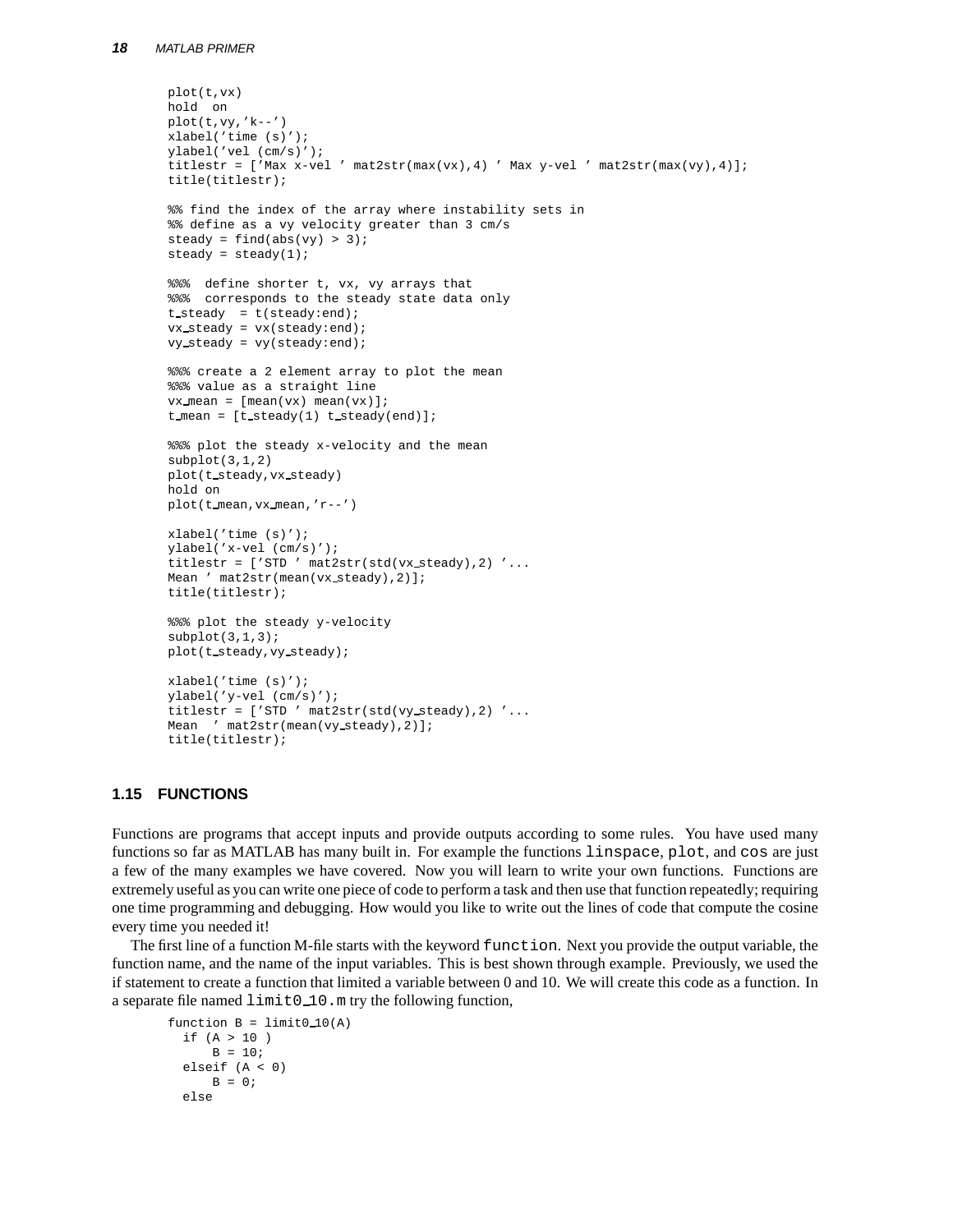```
plot(t,vx)
hold  on
plot(t,vy,'k--')
xlabel('time (s)');
ylabel('vel (cm/s)');
titlestr = ['Max x-vel ' mat2str(max(vx),4) ' Max y-vel ' mat2str(max(vy),4)];
title(titlestr);

%% find the index of the array where instability sets in
%% define as a vy velocity greater than 3 cm/s
steady = find(abs(vy) > 3);
steady = steady(1);

%%%  define shorter t, vx, vy arrays that
%%%  corresponds to the steady state data only
t_steady  = t(steady:end);
vx_steady = vx(steady:end);
vy_steady = vy(steady:end);

%%% create a 2 element array to plot the mean
%%% value as a straight line
vx_mean = [mean(vx) mean(vx)];
t_mean = [t_steady(1) t_steady(end)];

%%% plot the steady x-velocity and the mean
subplot(3,1,2)
plot(t_steady,vx_steady)
hold on
plot(t_mean,vx_mean,'r--')

xlabel('time (s)');
ylabel('x-vel (cm/s)');
titlestr = ['STD ' mat2str(std(vx_steady),2) '...
Mean ' mat2str(mean(vx_steady),2)];
title(titlestr);

%%% plot the steady y-velocity
subplot(3,1,3);
plot(t_steady,vy_steady);

xlabel('time (s)');
ylabel('y-vel (cm/s)');
titlestr = ['STD ' mat2str(std(vy_steady),2) '...
Mean  ' mat2str(mean(vy_steady),2)];
title(titlestr);
```

## 1.15 FUNCTIONS

Functions are programs that accept inputs and provide outputs according to some rules. You have used many functions so far as MATLAB has many built in. For example the functions `linspace`, `plot`, and `cos` are just a few of the many examples we have covered. Now you will learn to write your own functions. Functions are extremely useful as you can write one piece of code to perform a task and then use that function repeatedly; requiring one time programming and debugging. How would you like to write out the lines of code that compute the cosine every time you needed it!

The first line of a function M-file starts with the keyword `function`. Next you provide the output variable, the function name, and the name of the input variables. This is best shown through example. Previously, we used the if statement to create a function that limited a variable between 0 and 10. We will create this code as a function. In a separate file named `limit0_10.m` try the following function,

```
function B = limit0_10(A)
  if (A > 10 )
      B = 10;
  elseif (A < 0)
      B = 0;
  else
```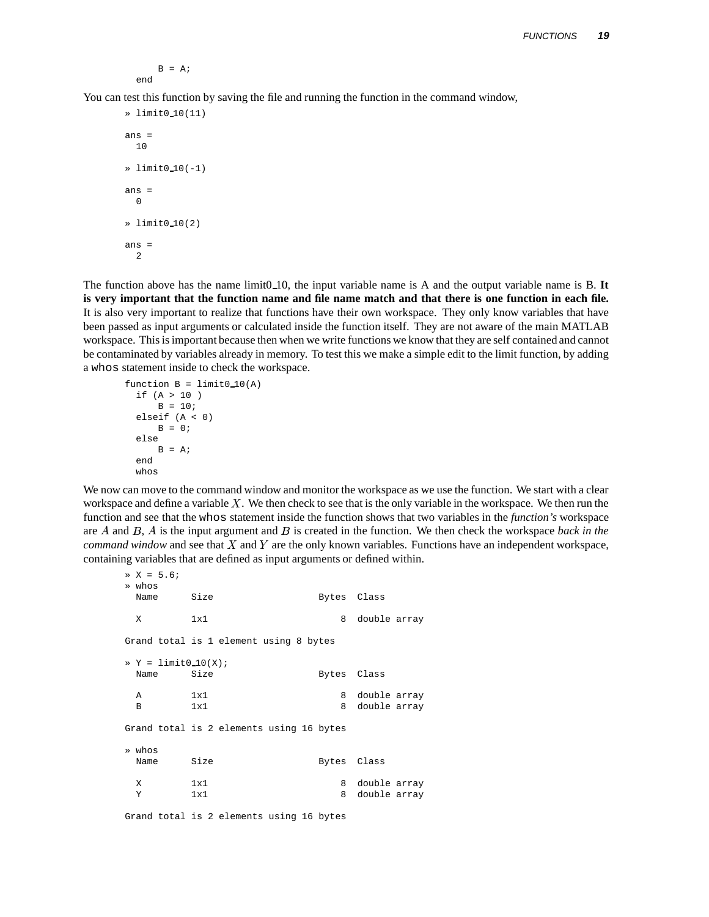```
    B = A;
  end
```

You can test this function by saving the file and running the function in the command window,

```
» limit0_10(11)

ans =
  10

» limit0_10(-1)

ans =
  0

» limit0_10(2)

ans =
  2
```

The function above has the name limit0_10, the input variable name is A and the output variable name is B. **It is very important that the function name and file name match and that there is one function in each file.** It is also very important to realize that functions have their own workspace. They only know variables that have been passed as input arguments or calculated inside the function itself. They are not aware of the main MATLAB workspace. This is important because then when we write functions we know that they are self contained and cannot be contaminated by variables already in memory. To test this we make a simple edit to the limit function, by adding a `whos` statement inside to check the workspace.

```
function B = limit0_10(A)
  if (A > 10 )
      B = 10;
  elseif (A < 0)
      B = 0;
  else
      B = A;
  end
  whos
```

We now can move to the command window and monitor the workspace as we use the function. We start with a clear workspace and define a variable $X$. We then check to see that is the only variable in the workspace. We then run the function and see that the `whos` statement inside the function shows that two variables in the *function's* workspace are $A$ and $B$, $A$ is the input argument and $B$ is created in the function. We then check the workspace *back in the command window* and see that $X$ and $Y$ are the only known variables. Functions have an independent workspace, containing variables that are defined as input arguments or defined within.

```
» X = 5.6;
» whos
  Name      Size                   Bytes  Class

  X         1x1                        8  double array

Grand total is 1 element using 8 bytes

» Y = limit0_10(X);
  Name      Size                   Bytes  Class

  A         1x1                        8  double array
  B         1x1                        8  double array

Grand total is 2 elements using 16 bytes

» whos
  Name      Size                   Bytes  Class

  X         1x1                        8  double array
  Y         1x1                        8  double array

Grand total is 2 elements using 16 bytes
```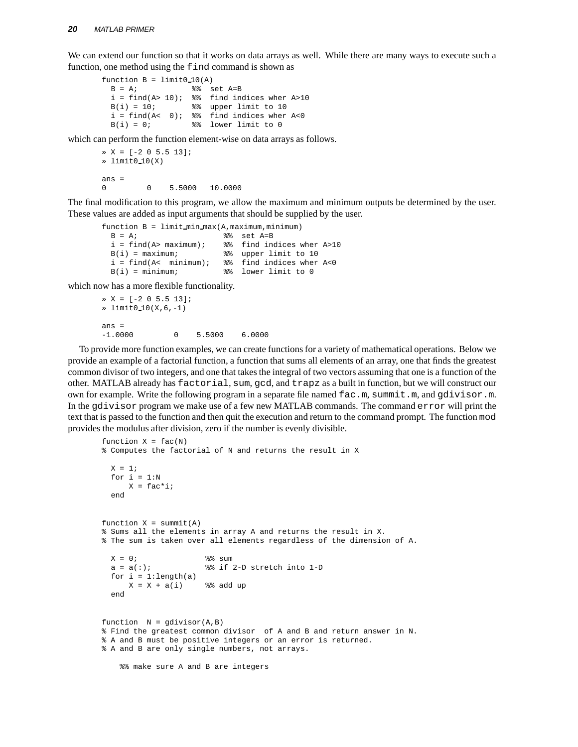We can extend our function so that it works on data arrays as well. While there are many ways to execute such a function, one method using the `find` command is shown as

```
function B = limit0_10(A)
  B = A;            %%  set A=B
  i = find(A> 10);  %%  find indices wher A>10
  B(i) = 10;        %%  upper limit to 10
  i = find(A<  0);  %%  find indices wher A<0
  B(i) = 0;         %%  lower limit to 0
```

which can perform the function element-wise on data arrays as follows.

```
» X = [-2 0 5.5 13];
» limit0_10(X)

ans =
0         0    5.5000   10.0000
```

The final modification to this program, we allow the maximum and minimum outputs be determined by the user. These values are added as input arguments that should be supplied by the user.

```
function B = limit_min_max(A,maximum,minimum)
  B = A;                   %%  set A=B
  i = find(A> maximum);    %%  find indices wher A>10
  B(i) = maximum;          %%  upper limit to 10
  i = find(A<  minimum);   %%  find indices wher A<0
  B(i) = minimum;          %%  lower limit to 0
```

which now has a more flexible functionality.

```
» X = [-2 0 5.5 13];
» limit0_10(X,6,-1)

ans =
-1.0000         0    5.5000    6.0000
```

To provide more function examples, we can create functions for a variety of mathematical operations. Below we provide an example of a factorial function, a function that sums all elements of an array, one that finds the greatest common divisor of two integers, and one that takes the integral of two vectors assuming that one is a function of the other. MATLAB already has `factorial`, `sum`, `gcd`, and `trapz` as a built in function, but we will construct our own for example. Write the following program in a separate file named `fac.m`, `summit.m`, and `gdivisor.m`. In the `gdivisor` program we make use of a few new MATLAB commands. The command `error` will print the text that is passed to the function and then quit the execution and return to the command prompt. The function `mod` provides the modulus after division, zero if the number is evenly divisible.

```
function X = fac(N)
% Computes the factorial of N and returns the result in X

  X = 1;
  for i = 1:N
      X = fac*i;
  end


function X = summit(A)
% Sums all the elements in array A and returns the result in X.
% The sum is taken over all elements regardless of the dimension of A.

  X = 0;               %% sum
  a = a(:);            %% if 2-D stretch into 1-D
  for i = 1:length(a)
      X = X + a(i)     %% add up
  end


function  N = gdivisor(A,B)
% Find the greatest common divisor  of A and B and return answer in N.
% A and B must be positive integers or an error is returned.
% A and B are only single numbers, not arrays.

    %% make sure A and B are integers
```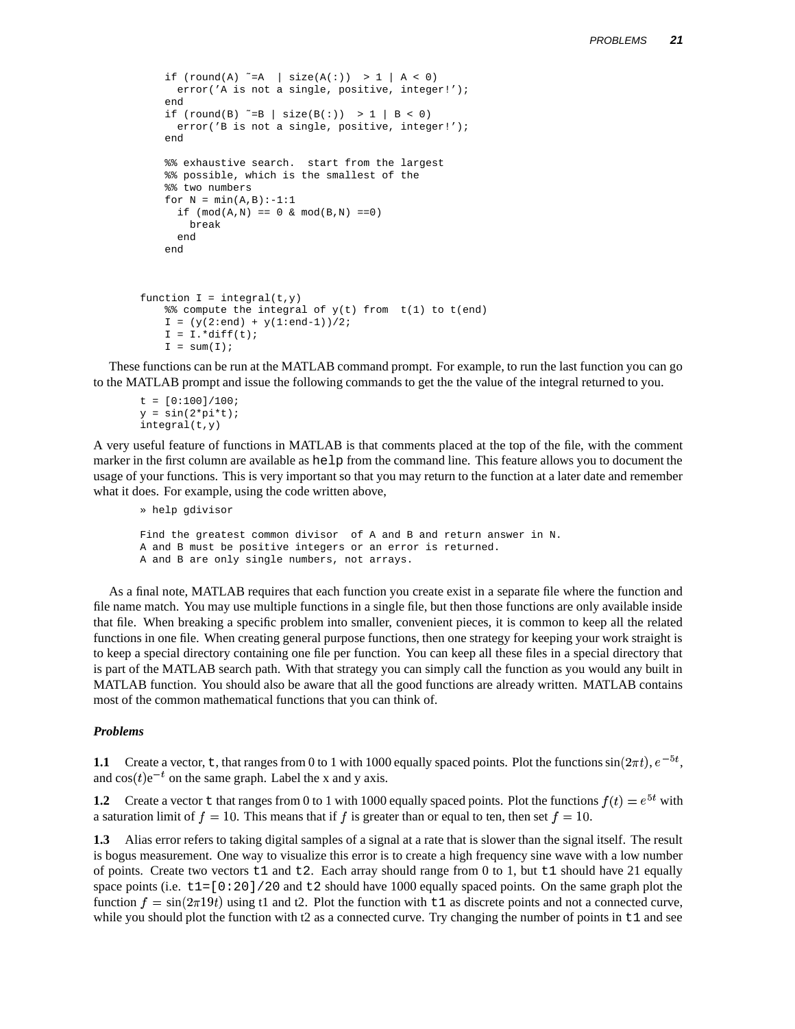```
    if (round(A) ~=A  | size(A(:))  > 1 | A < 0)
      error('A is not a single, positive, integer!');
    end
    if (round(B) ~=B | size(B(:))  > 1 | B < 0)
      error('B is not a single, positive, integer!');
    end

    %% exhaustive search.  start from the largest
    %% possible, which is the smallest of the
    %% two numbers
    for N = min(A,B):-1:1
      if (mod(A,N) == 0 & mod(B,N) ==0)
        break
      end
    end



function I = integral(t,y)
    %% compute the integral of y(t) from  t(1) to t(end)
    I = (y(2:end) + y(1:end-1))/2;
    I = I.*diff(t);
    I = sum(I);
```

These functions can be run at the MATLAB command prompt. For example, to run the last function you can go to the MATLAB prompt and issue the following commands to get the the value of the integral returned to you.

```
t = [0:100]/100;
y = sin(2*pi*t);
integral(t,y)
```

A very useful feature of functions in MATLAB is that comments placed at the top of the file, with the comment marker in the first column are available as `help` from the command line. This feature allows you to document the usage of your functions. This is very important so that you may return to the function at a later date and remember what it does. For example, using the code written above,

```
» help gdivisor

Find the greatest common divisor  of A and B and return answer in N.
A and B must be positive integers or an error is returned.
A and B are only single numbers, not arrays.
```

As a final note, MATLAB requires that each function you create exist in a separate file where the function and file name match. You may use multiple functions in a single file, but then those functions are only available inside that file. When breaking a specific problem into smaller, convenient pieces, it is common to keep all the related functions in one file. When creating general purpose functions, then one strategy for keeping your work straight is to keep a special directory containing one file per function. You can keep all these files in a special directory that is part of the MATLAB search path. With that strategy you can simply call the function as you would any built in MATLAB function. You should also be aware that all the good functions are already written. MATLAB contains most of the common mathematical functions that you can think of.

### *Problems*

**1.1** Create a vector, `t`, that ranges from 0 to 1 with 1000 equally spaced points. Plot the functions $\sin(2\pi t)$, $e^{-5t}$, and $\cos(t)e^{-t}$ on the same graph. Label the x and y axis.

**1.2** Create a vector `t` that ranges from 0 to 1 with 1000 equally spaced points. Plot the functions $f(t) = e^{5t}$ with a saturation limit of $f = 10$. This means that if $f$ is greater than or equal to ten, then set $f = 10$.

**1.3** Alias error refers to taking digital samples of a signal at a rate that is slower than the signal itself. The result is bogus measurement. One way to visualize this error is to create a high frequency sine wave with a low number of points. Create two vectors `t1` and `t2`. Each array should range from 0 to 1, but `t1` should have 21 equally space points (i.e. `t1=[0:20]/20` and `t2` should have 1000 equally spaced points. On the same graph plot the function $f = \sin(2\pi 19t)$ using t1 and t2. Plot the function with `t1` as discrete points and not a connected curve, while you should plot the function with t2 as a connected curve. Try changing the number of points in `t1` and see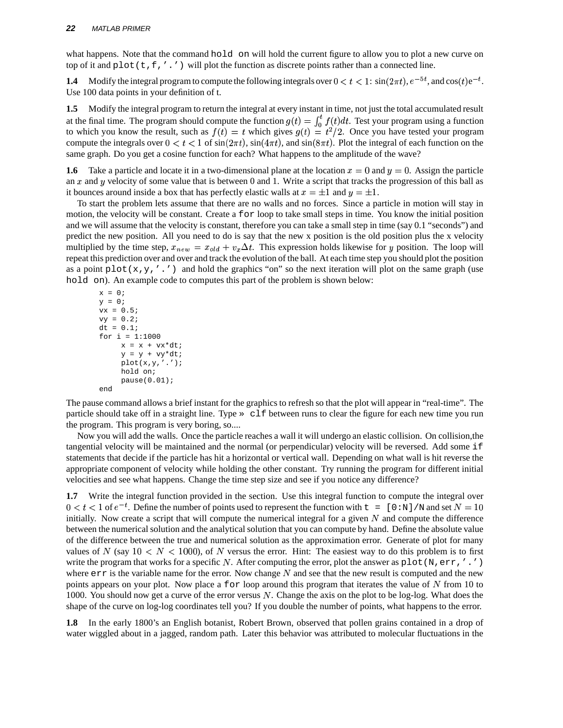what happens. Note that the command `hold on` will hold the current figure to allow you to plot a new curve on top of it and `plot(t,f,'.')` will plot the function as discrete points rather than a connected line.

**1.4** Modify the integral program to compute the following integrals over $0 < t < 1$: $\sin(2\pi t)$, $e^{-5t}$, and $\cos(t)e^{-t}$. Use 100 data points in your definition of t.

**1.5** Modify the integral program to return the integral at every instant in time, not just the total accumulated result at the final time. The program should compute the function $g(t) = \int_0^t f(t)dt$. Test your program using a function to which you know the result, such as $f(t) = t$ which gives $g(t) = t^2/2$. Once you have tested your program compute the integrals over $0 < t < 1$ of $\sin(2\pi t)$, $\sin(4\pi t)$, and $\sin(8\pi t)$. Plot the integral of each function on the same graph. Do you get a cosine function for each? What happens to the amplitude of the wave?

**1.6** Take a particle and locate it in a two-dimensional plane at the location $x = 0$ and $y = 0$. Assign the particle an $x$ and $y$ velocity of some value that is between 0 and 1. Write a script that tracks the progression of this ball as it bounces around inside a box that has perfectly elastic walls at $x = \pm 1$ and $y = \pm 1$.

To start the problem lets assume that there are no walls and no forces. Since a particle in motion will stay in motion, the velocity will be constant. Create a `for` loop to take small steps in time. You know the initial position and we will assume that the velocity is constant, therefore you can take a small step in time (say 0.1 "seconds") and predict the new position. All you need to do is say that the new x position is the old position plus the x velocity multiplied by the time step, $x_{new} = x_{old} + v_x \Delta t$. This expression holds likewise for $y$ position. The loop will repeat this prediction over and over and track the evolution of the ball. At each time step you should plot the position as a point `plot(x,y,'.')` and hold the graphics "on" so the next iteration will plot on the same graph (use `hold on`). An example code to computes this part of the problem is shown below:

```
x = 0;
y = 0;
vx = 0.5;
vy = 0.2;
dt = 0.1;
for i = 1:1000
     x = x + vx*dt;
     y = y + vy*dt;
     plot(x,y,'.');
     hold on;
     pause(0.01);
end
```

The pause command allows a brief instant for the graphics to refresh so that the plot will appear in "real-time". The particle should take off in a straight line. Type » `clf` between runs to clear the figure for each new time you run the program. This program is very boring, so....

Now you will add the walls. Once the particle reaches a wall it will undergo an elastic collision. On collision,the tangential velocity will be maintained and the normal (or perpendicular) velocity will be reversed. Add some `if` statements that decide if the particle has hit a horizontal or vertical wall. Depending on what wall is hit reverse the appropriate component of velocity while holding the other constant. Try running the program for different initial velocities and see what happens. Change the time step size and see if you notice any difference?

**1.7** Write the integral function provided in the section. Use this integral function to compute the integral over $0 < t < 1$ of $e^{-t}$. Define the number of points used to represent the function with `t = [0:N]/N` and set $N = 10$ initially. Now create a script that will compute the numerical integral for a given $N$ and compute the difference between the numerical solution and the analytical solution that you can compute by hand. Define the absolute value of the difference between the true and numerical solution as the approximation error. Generate of plot for many values of $N$ (say $10 < N < 1000$), of $N$ versus the error. Hint: The easiest way to do this problem is to first write the program that works for a specific $N$. After computing the error, plot the answer as `plot(N,err,'.')` where `err` is the variable name for the error. Now change $N$ and see that the new result is computed and the new points appears on your plot. Now place a `for` loop around this program that iterates the value of $N$ from 10 to 1000. You should now get a curve of the error versus $N$. Change the axis on the plot to be log-log. What does the shape of the curve on log-log coordinates tell you? If you double the number of points, what happens to the error.

**1.8** In the early 1800's an English botanist, Robert Brown, observed that pollen grains contained in a drop of water wiggled about in a jagged, random path. Later this behavior was attributed to molecular fluctuations in the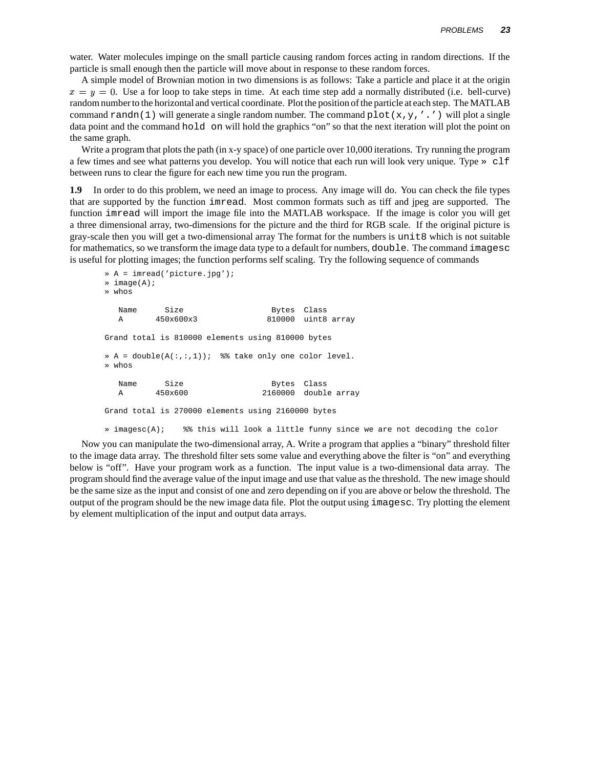water. Water molecules impinge on the small particle causing random forces acting in random directions. If the particle is small enough then the particle will move about in response to these random forces.

A simple model of Brownian motion in two dimensions is as follows: Take a particle and place it at the origin $x = y = 0$. Use a for loop to take steps in time. At each time step add a normally distributed (i.e. bell-curve) random number to the horizontal and vertical coordinate. Plot the position of the particle at each step. The MATLAB command `randn(1)` will generate a single random number. The command `plot(x,y,'.')` will plot a single data point and the command `hold on` will hold the graphics "on" so that the next iteration will plot the point on the same graph.

Write a program that plots the path (in x-y space) of one particle over 10,000 iterations. Try running the program a few times and see what patterns you develop. You will notice that each run will look very unique. Type `» clf` between runs to clear the figure for each new time you run the program.

**1.9** In order to do this problem, we need an image to process. Any image will do. You can check the file types that are supported by the function `imread`. Most common formats such as tiff and jpeg are supported. The function `imread` will import the image file into the MATLAB workspace. If the image is color you will get a three dimensional array, two-dimensions for the picture and the third for RGB scale. If the original picture is gray-scale then you will get a two-dimensional array The format for the numbers is `unit8` which is not suitable for mathematics, so we transform the image data type to a default for numbers, `double`. The command `imagesc` is useful for plotting images; the function performs self scaling. Try the following sequence of commands

```
» A = imread('picture.jpg');
» image(A);
» whos

   Name      Size                   Bytes  Class
   A       450x600x3               810000  uint8 array

Grand total is 810000 elements using 810000 bytes

» A = double(A(:,:,1));  %% take only one color level.
» whos

   Name      Size                   Bytes  Class
   A       450x600                2160000  double array

Grand total is 270000 elements using 2160000 bytes

» imagesc(A);    %% this will look a little funny since we are not decoding the color
```

Now you can manipulate the two-dimensional array, A. Write a program that applies a "binary" threshold filter to the image data array. The threshold filter sets some value and everything above the filter is "on" and everything below is "off". Have your program work as a function. The input value is a two-dimensional data array. The program should find the average value of the input image and use that value as the threshold. The new image should be the same size as the input and consist of one and zero depending on if you are above or below the threshold. The output of the program should be the new image data file. Plot the output using `imagesc`. Try plotting the element by element multiplication of the input and output data arrays.